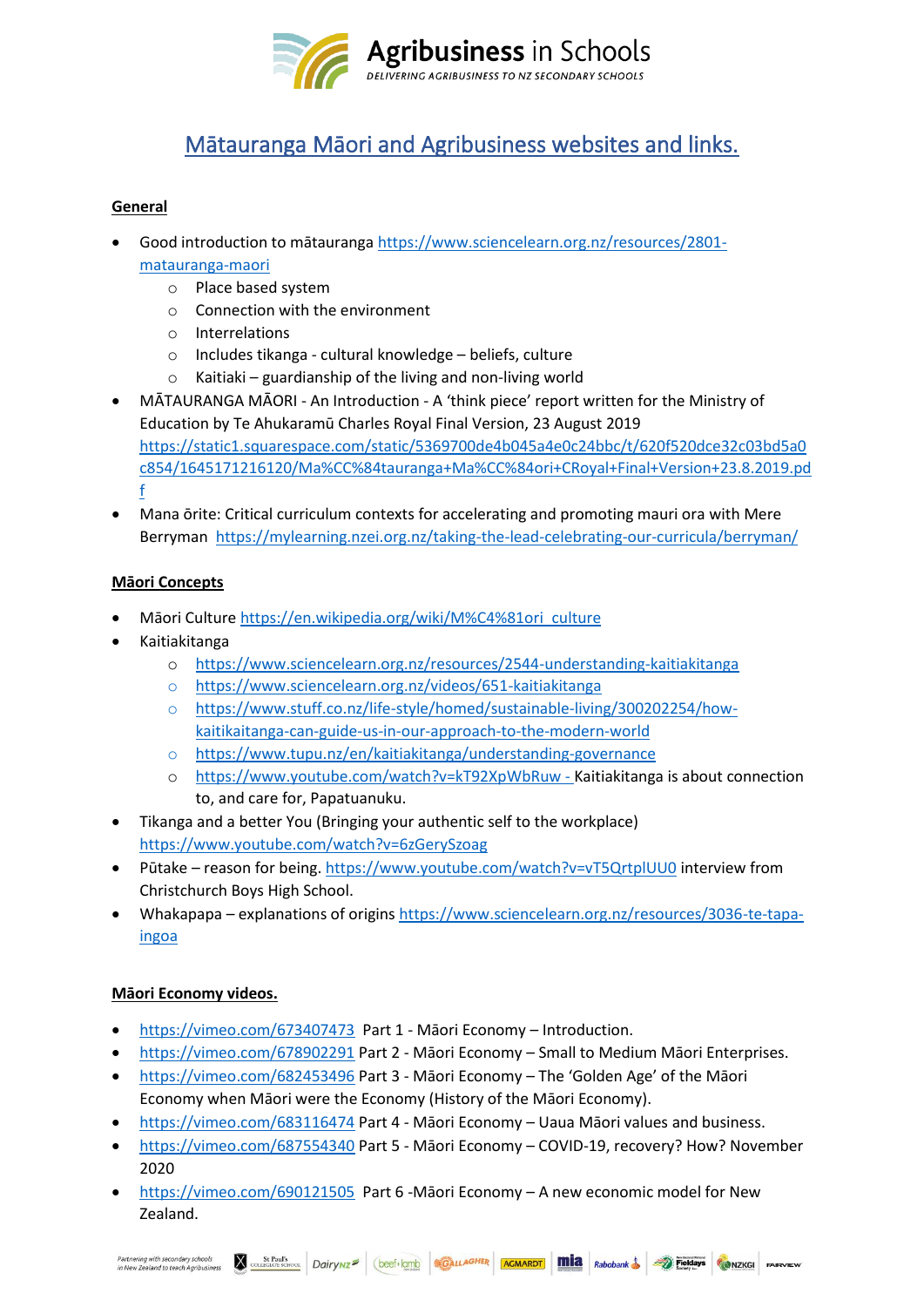# Agribusiness in Schools

*DELIVERING AGRIBUSINESS TO NZ SECONDARY SCHOOLS*

## Mātauranga Māori and Agribusiness websites and links.

**General**

- Good introduction to mātauranga https://www.sciencelearn.org.nz/resources/2801-matauranga-maori
    - Place based system
    - Connection with the environment
    - Interrelations
    - Includes tikanga - cultural knowledge – beliefs, culture
    - Kaitiaki – guardianship of the living and non-living world
- MĀTAURANGA MĀORI - An Introduction - A 'think piece' report written for the Ministry of Education by Te Ahukaramū Charles Royal Final Version, 23 August 2019 https://static1.squarespace.com/static/5369700de4b045a4e0c24bbc/t/620f520dce32c03bd5a0c854/1645171216120/Ma%CC%84tauranga+Ma%CC%84ori+CRoyal+Final+Version+23.8.2019.pdf
- Mana ōrite: Critical curriculum contexts for accelerating and promoting mauri ora with Mere Berryman https://mylearning.nzei.org.nz/taking-the-lead-celebrating-our-curricula/berryman/

**Māori Concepts**

- Māori Culture https://en.wikipedia.org/wiki/M%C4%81ori_culture
- Kaitiakitanga
    - https://www.sciencelearn.org.nz/resources/2544-understanding-kaitiakitanga
    - https://www.sciencelearn.org.nz/videos/651-kaitiakitanga
    - https://www.stuff.co.nz/life-style/homed/sustainable-living/300202254/how-kaitikaitanga-can-guide-us-in-our-approach-to-the-modern-world
    - https://www.tupu.nz/en/kaitiakitanga/understanding-governance
    - https://www.youtube.com/watch?v=kT92XpWbRuw - Kaitiakitanga is about connection to, and care for, Papatuanuku.
- Tikanga and a better You (Bringing your authentic self to the workplace) https://www.youtube.com/watch?v=6zGerySzoag
- Pūtake – reason for being. https://www.youtube.com/watch?v=vT5QrtplUU0 interview from Christchurch Boys High School.
- Whakapapa – explanations of origins https://www.sciencelearn.org.nz/resources/3036-te-tapa-ingoa

**Māori Economy videos.**

- https://vimeo.com/673407473 Part 1 - Māori Economy – Introduction.
- https://vimeo.com/678902291 Part 2 - Māori Economy – Small to Medium Māori Enterprises.
- https://vimeo.com/682453496 Part 3 - Māori Economy – The 'Golden Age' of the Māori Economy when Māori were the Economy (History of the Māori Economy).
- https://vimeo.com/683116474 Part 4 - Māori Economy – Uaua Māori values and business.
- https://vimeo.com/687554340 Part 5 - Māori Economy – COVID-19, recovery? How? November 2020
- https://vimeo.com/690121505 Part 6 -Māori Economy – A new economic model for New Zealand.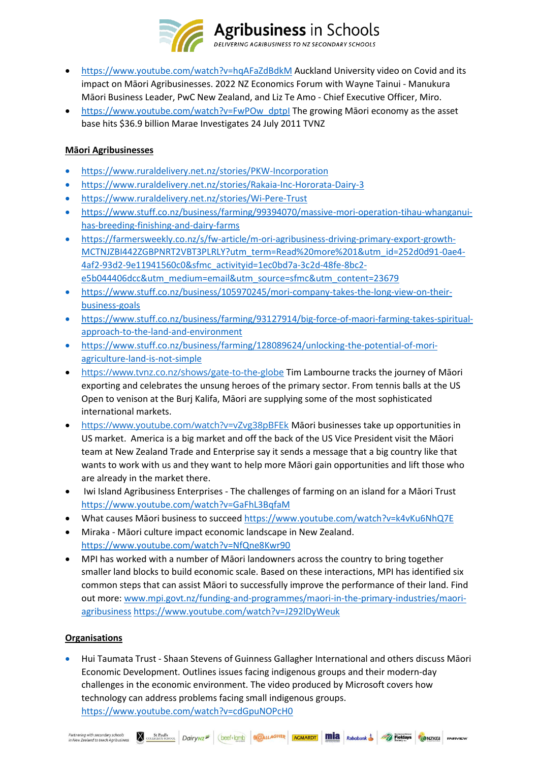- https://www.youtube.com/watch?v=hqAFaZdBdkM Auckland University video on Covid and its impact on Māori Agribusinesses. 2022 NZ Economics Forum with Wayne Tainui - Manukura Māori Business Leader, PwC New Zealand, and Liz Te Amo - Chief Executive Officer, Miro.
- https://www.youtube.com/watch?v=FwPOw_dptpI The growing Māori economy as the asset base hits $36.9 billion Marae Investigates 24 July 2011 TVNZ

## Māori Agribusinesses

- https://www.ruraldelivery.net.nz/stories/PKW-Incorporation
- https://www.ruraldelivery.net.nz/stories/Rakaia-Inc-Hororata-Dairy-3
- https://www.ruraldelivery.net.nz/stories/Wi-Pere-Trust
- https://www.stuff.co.nz/business/farming/99394070/massive-mori-operation-tihau-whanganui-has-breeding-finishing-and-dairy-farms
- https://farmersweekly.co.nz/s/fw-article/m-ori-agribusiness-driving-primary-export-growth-MCTNJZBI442ZGBPNRT2VBT3PLRLY?utm_term=Read%20more%201&utm_id=252d0d91-0ae4-4af2-93d2-9e11941560c0&sfmc_activityid=1ec0bd7a-3c2d-48fe-8bc2-e5b044406dcc&utm_medium=email&utm_source=sfmc&utm_content=23679
- https://www.stuff.co.nz/business/105970245/mori-company-takes-the-long-view-on-their-business-goals
- https://www.stuff.co.nz/business/farming/93127914/big-force-of-maori-farming-takes-spiritual-approach-to-the-land-and-environment
- https://www.stuff.co.nz/business/farming/128089624/unlocking-the-potential-of-mori-agriculture-land-is-not-simple
- https://www.tvnz.co.nz/shows/gate-to-the-globe Tim Lambourne tracks the journey of Māori exporting and celebrates the unsung heroes of the primary sector. From tennis balls at the US Open to venison at the Burj Kalifa, Māori are supplying some of the most sophisticated international markets.
- https://www.youtube.com/watch?v=vZvg38pBFEk Māori businesses take up opportunities in US market. America is a big market and off the back of the US Vice President visit the Māori team at New Zealand Trade and Enterprise say it sends a message that a big country like that wants to work with us and they want to help more Māori gain opportunities and lift those who are already in the market there.
- Iwi Island Agribusiness Enterprises - The challenges of farming on an island for a Māori Trust https://www.youtube.com/watch?v=GaFhL3BqfaM
- What causes Māori business to succeed https://www.youtube.com/watch?v=k4vKu6NhQ7E
- Miraka - Māori culture impact economic landscape in New Zealand. https://www.youtube.com/watch?v=NfQne8Kwr90
- MPI has worked with a number of Māori landowners across the country to bring together smaller land blocks to build economic scale. Based on these interactions, MPI has identified six common steps that can assist Māori to successfully improve the performance of their land. Find out more: www.mpi.govt.nz/funding-and-programmes/maori-in-the-primary-industries/maori-agribusiness https://www.youtube.com/watch?v=J292lDyWeuk

## Organisations

- Hui Taumata Trust - Shaan Stevens of Guinness Gallagher International and others discuss Māori Economic Development. Outlines issues facing indigenous groups and their modern-day challenges in the economic environment. The video produced by Microsoft covers how technology can address problems facing small indigenous groups. https://www.youtube.com/watch?v=cdGpuNOPcH0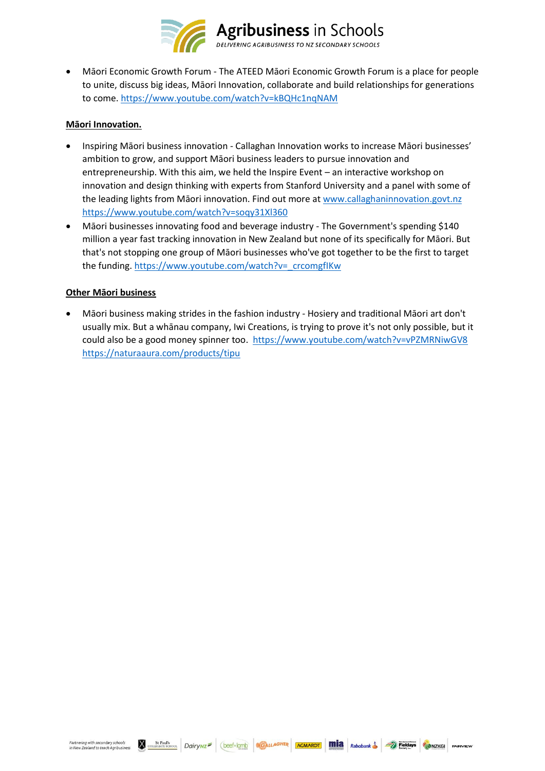- Māori Economic Growth Forum - The ATEED Māori Economic Growth Forum is a place for people to unite, discuss big ideas, Māori Innovation, collaborate and build relationships for generations to come. https://www.youtube.com/watch?v=kBQHc1nqNAM

**Māori Innovation.**

- Inspiring Māori business innovation - Callaghan Innovation works to increase Māori businesses' ambition to grow, and support Māori business leaders to pursue innovation and entrepreneurship. With this aim, we held the Inspire Event – an interactive workshop on innovation and design thinking with experts from Stanford University and a panel with some of the leading lights from Māori innovation. Find out more at www.callaghaninnovation.govt.nz https://www.youtube.com/watch?v=soqy31Xl360
- Māori businesses innovating food and beverage industry - The Government's spending $140 million a year fast tracking innovation in New Zealand but none of its specifically for Māori. But that's not stopping one group of Māori businesses who've got together to be the first to target the funding. https://www.youtube.com/watch?v=_crcomgfIKw

**Other Māori business**

- Māori business making strides in the fashion industry - Hosiery and traditional Māori art don't usually mix. But a whānau company, Iwi Creations, is trying to prove it's not only possible, but it could also be a good money spinner too. https://www.youtube.com/watch?v=vPZMRNiwGV8 https://naturaaura.com/products/tipu